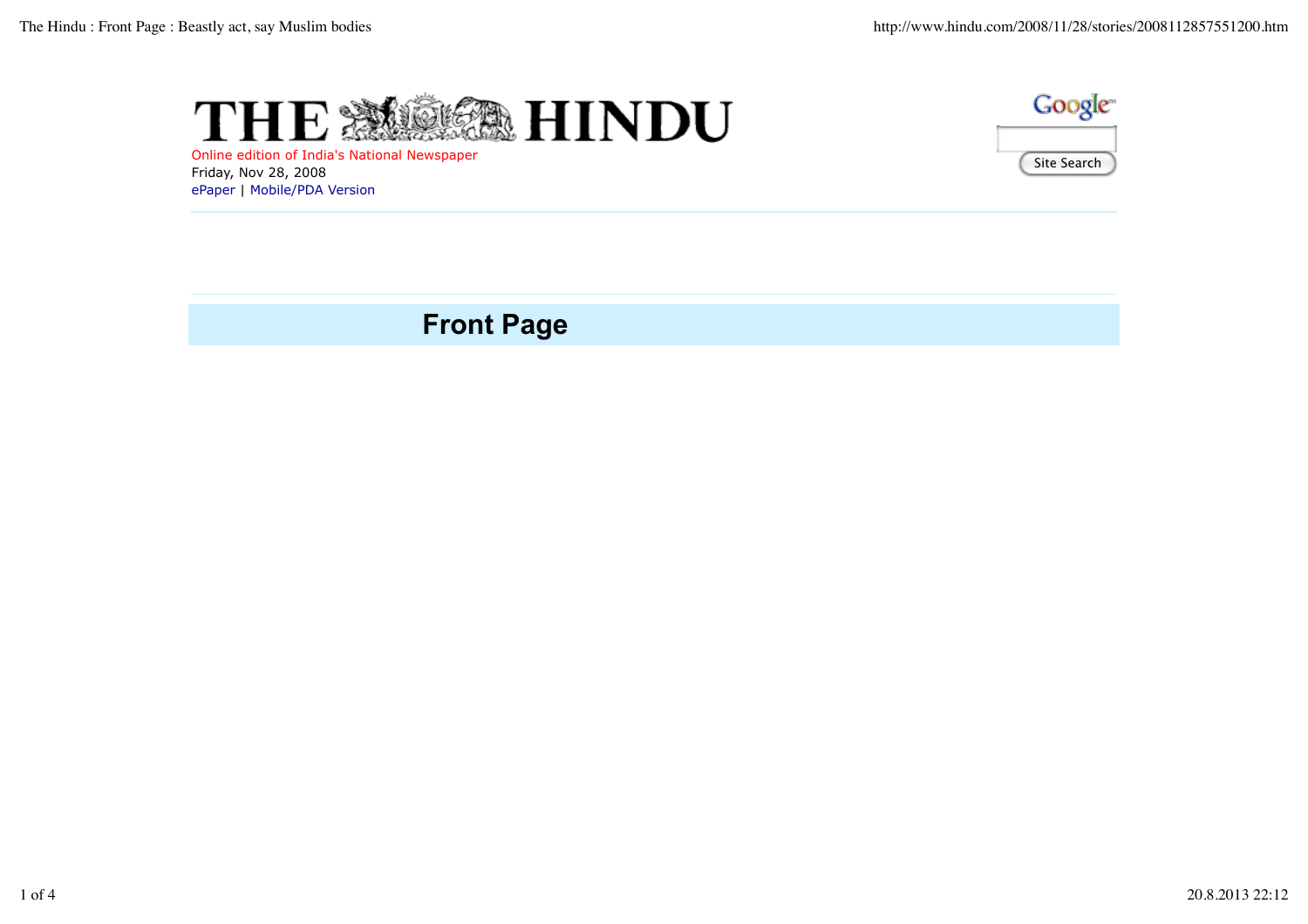# THE HINDU

Online edition of India's National Newspaper

Friday, Nov 28, 2008

ePaper | Mobile/PDA Version

Site Search

## Front Page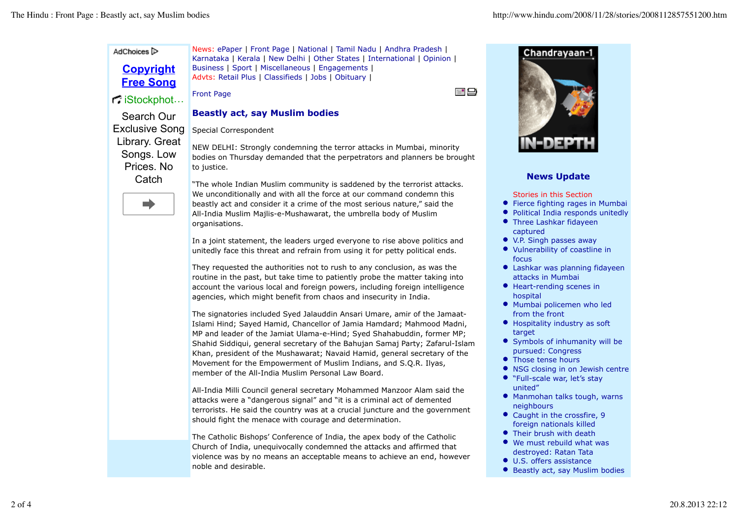News: ePaper | Front Page | National | Tamil Nadu | Andhra Pradesh | Karnataka | Kerala | New Delhi | Other States | International | Opinion | Business | Sport | Miscellaneous | Engagements |
Advts: Retail Plus | Classifieds | Jobs | Obituary |

Front Page

## Beastly act, say Muslim bodies

Special Correspondent

NEW DELHI: Strongly condemning the terror attacks in Mumbai, minority bodies on Thursday demanded that the perpetrators and planners be brought to justice.

"The whole Indian Muslim community is saddened by the terrorist attacks. We unconditionally and with all the force at our command condemn this beastly act and consider it a crime of the most serious nature," said the All-India Muslim Majlis-e-Mushawarat, the umbrella body of Muslim organisations.

In a joint statement, the leaders urged everyone to rise above politics and unitedly face this threat and refrain from using it for petty political ends.

They requested the authorities not to rush to any conclusion, as was the routine in the past, but take time to patiently probe the matter taking into account the various local and foreign powers, including foreign intelligence agencies, which might benefit from chaos and insecurity in India.

The signatories included Syed Jalauddin Ansari Umare, amir of the Jamaat-Islami Hind; Sayed Hamid, Chancellor of Jamia Hamdard; Mahmood Madni, MP and leader of the Jamiat Ulama-e-Hind; Syed Shahabuddin, former MP; Shahid Siddiqui, general secretary of the Bahujan Samaj Party; Zafarul-Islam Khan, president of the Mushawarat; Navaid Hamid, general secretary of the Movement for the Empowerment of Muslim Indians, and S.Q.R. Ilyas, member of the All-India Muslim Personal Law Board.

All-India Milli Council general secretary Mohammed Manzoor Alam said the attacks were a "dangerous signal" and "it is a criminal act of demented terrorists. He said the country was at a crucial juncture and the government should fight the menace with courage and determination.

The Catholic Bishops' Conference of India, the apex body of the Catholic Church of India, unequivocally condemned the attacks and affirmed that violence was by no means an acceptable means to achieve an end, however noble and desirable.

AdChoices

**Copyright Free Song**

iStockphot...

Search Our Exclusive Song Library. Great Songs. Low Prices. No Catch

Chandrayaan-1 IN-DEPTH

### News Update

Stories in this Section

- Fierce fighting rages in Mumbai
- Political India responds unitedly
- Three Lashkar fidayeen captured
- V.P. Singh passes away
- Vulnerability of coastline in focus
- Lashkar was planning fidayeen attacks in Mumbai
- Heart-rending scenes in hospital
- Mumbai policemen who led from the front
- Hospitality industry as soft target
- Symbols of inhumanity will be pursued: Congress
- Those tense hours
- NSG closing in on Jewish centre
- "Full-scale war, let's stay united"
- Manmohan talks tough, warns neighbours
- Caught in the crossfire, 9 foreign nationals killed
- Their brush with death
- We must rebuild what was destroyed: Ratan Tata
- U.S. offers assistance
- Beastly act, say Muslim bodies